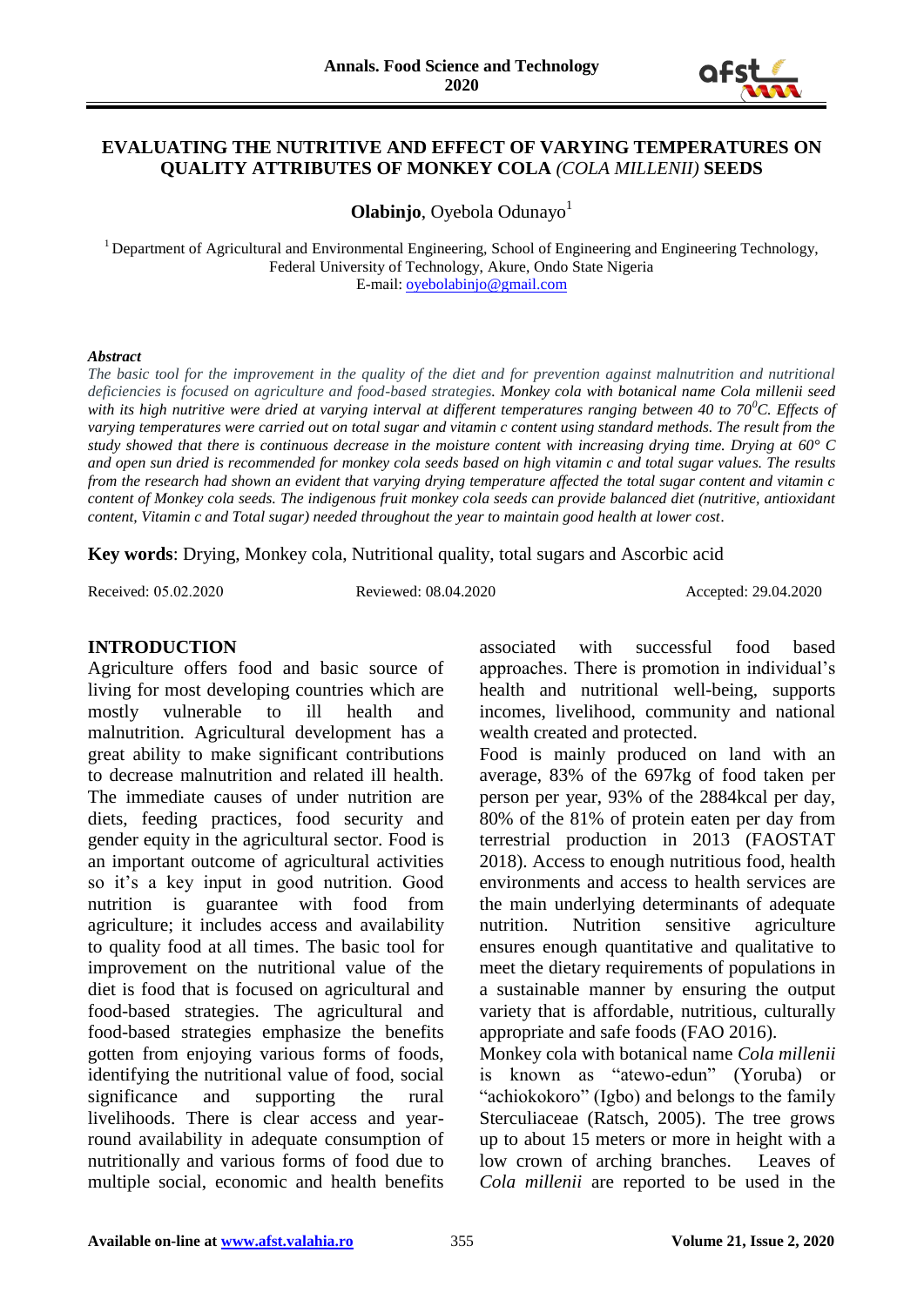# EVALUATING THE NUTRITIVE AND EFFECT OF VARYING TEMPERATURES ON QUALITY ATTRIBUTES OF MONKEY COLA *(COLA MILLENII)* SEEDS

**Olabinjo**, Oyebola Odunayo[1]

[1] Department of Agricultural and Environmental Engineering, School of Engineering and Engineering Technology, Federal University of Technology, Akure, Ondo State Nigeria
E-mail: oyebolabinjo@gmail.com

***Abstract***

*The basic tool for the improvement in the quality of the diet and for prevention against malnutrition and nutritional deficiencies is focused on agriculture and food-based strategies. Monkey cola with botanical name Cola millenii seed with its high nutritive were dried at varying interval at different temperatures ranging between 40 to 70$^0$C. Effects of varying temperatures were carried out on total sugar and vitamin c content using standard methods. The result from the study showed that there is continuous decrease in the moisture content with increasing drying time. Drying at 60° C and open sun dried is recommended for monkey cola seeds based on high vitamin c and total sugar values. The results from the research had shown an evident that varying drying temperature affected the total sugar content and vitamin c content of Monkey cola seeds. The indigenous fruit monkey cola seeds can provide balanced diet (nutritive, antioxidant content, Vitamin c and Total sugar) needed throughout the year to maintain good health at lower cost.*

**Key words**: Drying, Monkey cola, Nutritional quality, total sugars and Ascorbic acid

Received: 05.02.2020 Reviewed: 08.04.2020 Accepted: 29.04.2020

## INTRODUCTION

Agriculture offers food and basic source of living for most developing countries which are mostly vulnerable to ill health and malnutrition. Agricultural development has a great ability to make significant contributions to decrease malnutrition and related ill health. The immediate causes of under nutrition are diets, feeding practices, food security and gender equity in the agricultural sector. Food is an important outcome of agricultural activities so it's a key input in good nutrition. Good nutrition is guarantee with food from agriculture; it includes access and availability to quality food at all times. The basic tool for improvement on the nutritional value of the diet is food that is focused on agricultural and food-based strategies. The agricultural and food-based strategies emphasize the benefits gotten from enjoying various forms of foods, identifying the nutritional value of food, social significance and supporting the rural livelihoods. There is clear access and year-round availability in adequate consumption of nutritionally and various forms of food due to multiple social, economic and health benefits associated with successful food based approaches. There is promotion in individual's health and nutritional well-being, supports incomes, livelihood, community and national wealth created and protected.

Food is mainly produced on land with an average, 83% of the 697kg of food taken per person per year, 93% of the 2884kcal per day, 80% of the 81% of protein eaten per day from terrestrial production in 2013 (FAOSTAT 2018). Access to enough nutritious food, health environments and access to health services are the main underlying determinants of adequate nutrition. Nutrition sensitive agriculture ensures enough quantitative and qualitative to meet the dietary requirements of populations in a sustainable manner by ensuring the output variety that is affordable, nutritious, culturally appropriate and safe foods (FAO 2016).

Monkey cola with botanical name *Cola millenii* is known as "atewo-edun" (Yoruba) or "achiokokoro" (Igbo) and belongs to the family Sterculiaceae (Ratsch, 2005). The tree grows up to about 15 meters or more in height with a low crown of arching branches. Leaves of *Cola millenii* are reported to be used in the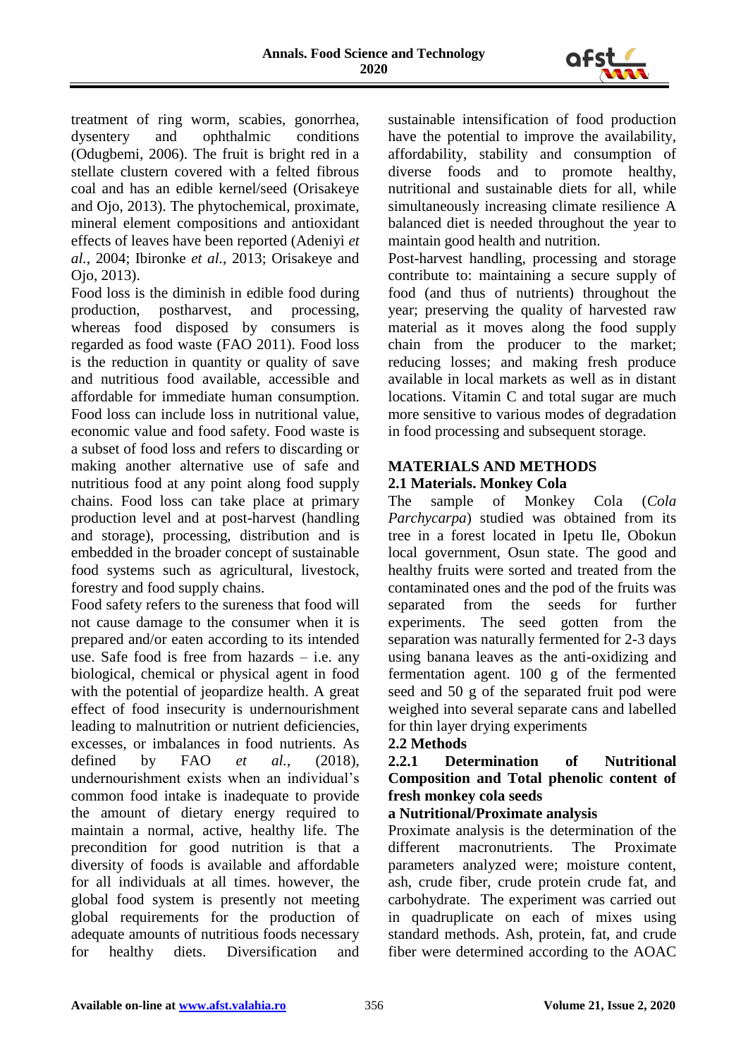treatment of ring worm, scabies, gonorrhea, dysentery and ophthalmic conditions (Odugbemi, 2006). The fruit is bright red in a stellate clustern covered with a felted fibrous coal and has an edible kernel/seed (Orisakeye and Ojo, 2013). The phytochemical, proximate, mineral element compositions and antioxidant effects of leaves have been reported (Adeniyi *et al.*, 2004; Ibironke *et al.*, 2013; Orisakeye and Ojo, 2013).

Food loss is the diminish in edible food during production, postharvest, and processing, whereas food disposed by consumers is regarded as food waste (FAO 2011). Food loss is the reduction in quantity or quality of save and nutritious food available, accessible and affordable for immediate human consumption. Food loss can include loss in nutritional value, economic value and food safety. Food waste is a subset of food loss and refers to discarding or making another alternative use of safe and nutritious food at any point along food supply chains. Food loss can take place at primary production level and at post-harvest (handling and storage), processing, distribution and is embedded in the broader concept of sustainable food systems such as agricultural, livestock, forestry and food supply chains.

Food safety refers to the sureness that food will not cause damage to the consumer when it is prepared and/or eaten according to its intended use. Safe food is free from hazards – i.e. any biological, chemical or physical agent in food with the potential of jeopardize health. A great effect of food insecurity is undernourishment leading to malnutrition or nutrient deficiencies, excesses, or imbalances in food nutrients. As defined by FAO *et al.*, (2018), undernourishment exists when an individual's common food intake is inadequate to provide the amount of dietary energy required to maintain a normal, active, healthy life. The precondition for good nutrition is that a diversity of foods is available and affordable for all individuals at all times. however, the global food system is presently not meeting global requirements for the production of adequate amounts of nutritious foods necessary for healthy diets. Diversification and sustainable intensification of food production have the potential to improve the availability, affordability, stability and consumption of diverse foods and to promote healthy, nutritional and sustainable diets for all, while simultaneously increasing climate resilience A balanced diet is needed throughout the year to maintain good health and nutrition.

Post-harvest handling, processing and storage contribute to: maintaining a secure supply of food (and thus of nutrients) throughout the year; preserving the quality of harvested raw material as it moves along the food supply chain from the producer to the market; reducing losses; and making fresh produce available in local markets as well as in distant locations. Vitamin C and total sugar are much more sensitive to various modes of degradation in food processing and subsequent storage.

## MATERIALS AND METHODS

### 2.1 Materials. Monkey Cola

The sample of Monkey Cola (*Cola Parchycarpa*) studied was obtained from its tree in a forest located in Ipetu Ile, Obokun local government, Osun state. The good and healthy fruits were sorted and treated from the contaminated ones and the pod of the fruits was separated from the seeds for further experiments. The seed gotten from the separation was naturally fermented for 2-3 days using banana leaves as the anti-oxidizing and fermentation agent. 100 g of the fermented seed and 50 g of the separated fruit pod were weighed into several separate cans and labelled for thin layer drying experiments

### 2.2 Methods

#### 2.2.1 Determination of Nutritional Composition and Total phenolic content of fresh monkey cola seeds

**a Nutritional/Proximate analysis**

Proximate analysis is the determination of the different macronutrients. The Proximate parameters analyzed were; moisture content, ash, crude fiber, crude protein crude fat, and carbohydrate. The experiment was carried out in quadruplicate on each of mixes using standard methods. Ash, protein, fat, and crude fiber were determined according to the AOAC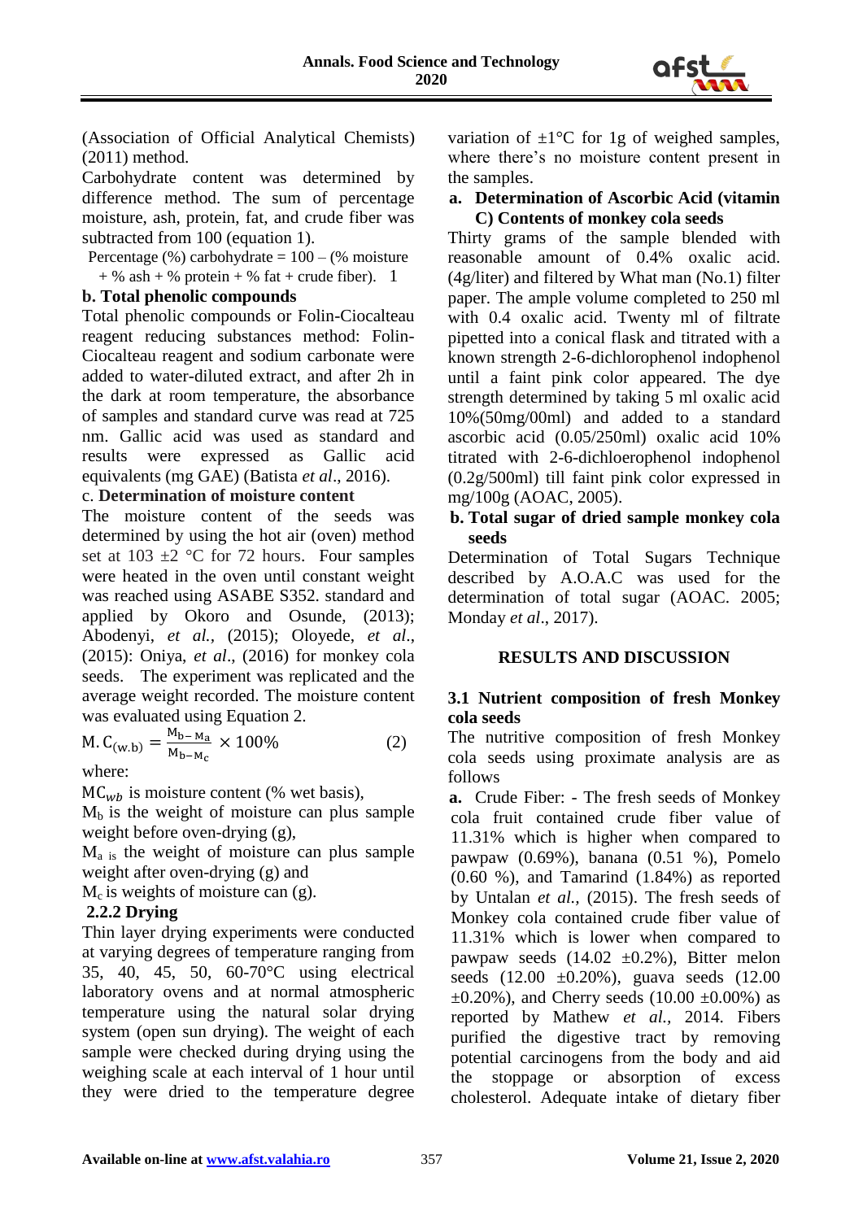(Association of Official Analytical Chemists) (2011) method.

Carbohydrate content was determined by difference method. The sum of percentage moisture, ash, protein, fat, and crude fiber was subtracted from 100 (equation 1).

Percentage (%) carbohydrate = 100 – (% moisture + % ash + % protein + % fat + crude fiber). 1

**b. Total phenolic compounds**

Total phenolic compounds or Folin-Ciocalteau reagent reducing substances method: Folin-Ciocalteau reagent and sodium carbonate were added to water-diluted extract, and after 2h in the dark at room temperature, the absorbance of samples and standard curve was read at 725 nm. Gallic acid was used as standard and results were expressed as Gallic acid equivalents (mg GAE) (Batista *et al*., 2016).

c. **Determination of moisture content**

The moisture content of the seeds was determined by using the hot air (oven) method set at 103 ±2 °C for 72 hours. Four samples were heated in the oven until constant weight was reached using ASABE S352. standard and applied by Okoro and Osunde, (2013); Abodenyi, *et al.,* (2015); Oloyede, *et al*., (2015): Oniya, *et al*., (2016) for monkey cola seeds. The experiment was replicated and the average weight recorded. The moisture content was evaluated using Equation 2.

$$M.C_{(w.b)} = \frac{M_{b-}M_a}{M_{b-}M_c} \times 100\% \qquad (2)$$

where:

$MC_{wb}$ is moisture content (% wet basis),

$M_b$ is the weight of moisture can plus sample weight before oven-drying (g),

$M_a$ is the weight of moisture can plus sample weight after oven-drying (g) and

$M_c$ is weights of moisture can (g).

**2.2.2 Drying**

Thin layer drying experiments were conducted at varying degrees of temperature ranging from 35, 40, 45, 50, 60-70°C using electrical laboratory ovens and at normal atmospheric temperature using the natural solar drying system (open sun drying). The weight of each sample were checked during drying using the weighing scale at each interval of 1 hour until they were dried to the temperature degree variation of ±1°C for 1g of weighed samples, where there's no moisture content present in the samples.

**a. Determination of Ascorbic Acid (vitamin C) Contents of monkey cola seeds**

Thirty grams of the sample blended with reasonable amount of 0.4% oxalic acid. (4g/liter) and filtered by What man (No.1) filter paper. The ample volume completed to 250 ml with 0.4 oxalic acid. Twenty ml of filtrate pipetted into a conical flask and titrated with a known strength 2-6-dichlorophenol indophenol until a faint pink color appeared. The dye strength determined by taking 5 ml oxalic acid 10%(50mg/00ml) and added to a standard ascorbic acid (0.05/250ml) oxalic acid 10% titrated with 2-6-dichloerophenol indophenol (0.2g/500ml) till faint pink color expressed in mg/100g (AOAC, 2005).

**b. Total sugar of dried sample monkey cola seeds**

Determination of Total Sugars Technique described by A.O.A.C was used for the determination of total sugar (AOAC. 2005; Monday *et al*., 2017).

## RESULTS AND DISCUSSION

### 3.1 Nutrient composition of fresh Monkey cola seeds

The nutritive composition of fresh Monkey cola seeds using proximate analysis are as follows

**a.** Crude Fiber: - The fresh seeds of Monkey cola fruit contained crude fiber value of 11.31% which is higher when compared to pawpaw (0.69%), banana (0.51 %), Pomelo (0.60 %), and Tamarind (1.84%) as reported by Untalan *et al.,* (2015). The fresh seeds of Monkey cola contained crude fiber value of 11.31% which is lower when compared to pawpaw seeds (14.02 ±0.2%), Bitter melon seeds (12.00 ±0.20%), guava seeds (12.00 ±0.20%), and Cherry seeds (10.00 ±0.00%) as reported by Mathew *et al.,* 2014. Fibers purified the digestive tract by removing potential carcinogens from the body and aid the stoppage or absorption of excess cholesterol. Adequate intake of dietary fiber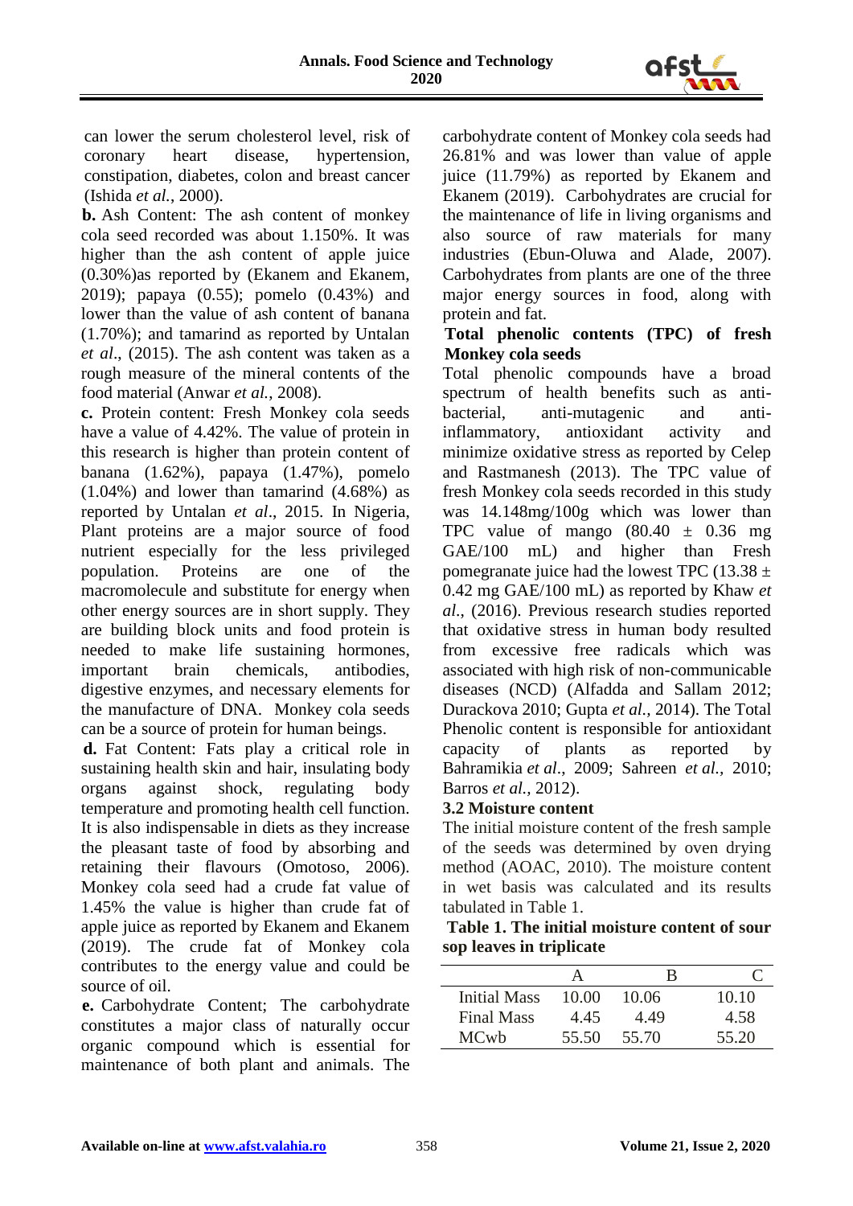can lower the serum cholesterol level, risk of coronary heart disease, hypertension, constipation, diabetes, colon and breast cancer (Ishida *et al.*, 2000).

**b.** Ash Content: The ash content of monkey cola seed recorded was about 1.150%. It was higher than the ash content of apple juice (0.30%)as reported by (Ekanem and Ekanem, 2019); papaya (0.55); pomelo (0.43%) and lower than the value of ash content of banana (1.70%); and tamarind as reported by Untalan *et al*., (2015). The ash content was taken as a rough measure of the mineral contents of the food material (Anwar *et al.*, 2008).

**c.** Protein content: Fresh Monkey cola seeds have a value of 4.42%. The value of protein in this research is higher than protein content of banana (1.62%), papaya (1.47%), pomelo (1.04%) and lower than tamarind (4.68%) as reported by Untalan *et al*., 2015. In Nigeria, Plant proteins are a major source of food nutrient especially for the less privileged population. Proteins are one of the macromolecule and substitute for energy when other energy sources are in short supply. They are building block units and food protein is needed to make life sustaining hormones, important brain chemicals, antibodies, digestive enzymes, and necessary elements for the manufacture of DNA. Monkey cola seeds can be a source of protein for human beings.

**d.** Fat Content: Fats play a critical role in sustaining health skin and hair, insulating body organs against shock, regulating body temperature and promoting health cell function. It is also indispensable in diets as they increase the pleasant taste of food by absorbing and retaining their flavours (Omotoso, 2006). Monkey cola seed had a crude fat value of 1.45% the value is higher than crude fat of apple juice as reported by Ekanem and Ekanem (2019). The crude fat of Monkey cola contributes to the energy value and could be source of oil.

**e.** Carbohydrate Content; The carbohydrate constitutes a major class of naturally occur organic compound which is essential for maintenance of both plant and animals. The carbohydrate content of Monkey cola seeds had 26.81% and was lower than value of apple juice (11.79%) as reported by Ekanem and Ekanem (2019). Carbohydrates are crucial for the maintenance of life in living organisms and also source of raw materials for many industries (Ebun-Oluwa and Alade, 2007). Carbohydrates from plants are one of the three major energy sources in food, along with protein and fat.

**Total phenolic contents (TPC) of fresh Monkey cola seeds**

Total phenolic compounds have a broad spectrum of health benefits such as anti-bacterial, anti-mutagenic and anti-inflammatory, antioxidant activity and minimize oxidative stress as reported by Celep and Rastmanesh (2013). The TPC value of fresh Monkey cola seeds recorded in this study was 14.148mg/100g which was lower than TPC value of mango (80.40 ± 0.36 mg GAE/100 mL) and higher than Fresh pomegranate juice had the lowest TPC (13.38 ± 0.42 mg GAE/100 mL) as reported by Khaw *et al.*, (2016). Previous research studies reported that oxidative stress in human body resulted from excessive free radicals which was associated with high risk of non-communicable diseases (NCD) (Alfadda and Sallam 2012; Durackova 2010; Gupta *et al.,* 2014). The Total Phenolic content is responsible for antioxidant capacity of plants as reported by Bahramikia *et al*., 2009; Sahreen *et al.,* 2010; Barros *et al.,* 2012).

### 3.2 Moisture content

The initial moisture content of the fresh sample of the seeds was determined by oven drying method (AOAC, 2010). The moisture content in wet basis was calculated and its results tabulated in Table 1.

**Table 1. The initial moisture content of sour sop leaves in triplicate**

| | A | B | C |
|---|---|---|---|
| Initial Mass | 10.00 | 10.06 | 10.10 |
| Final Mass | 4.45 | 4.49 | 4.58 |
| MCwb | 55.50 | 55.70 | 55.20 |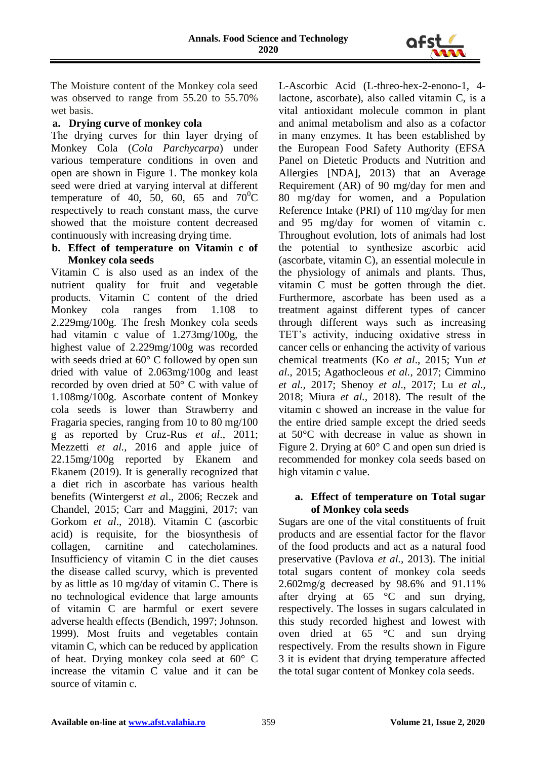The Moisture content of the Monkey cola seed was observed to range from 55.20 to 55.70% wet basis.

**a. Drying curve of monkey cola**

The drying curves for thin layer drying of Monkey Cola (*Cola Parchycarpa*) under various temperature conditions in oven and open are shown in Figure 1. The monkey kola seed were dried at varying interval at different temperature of 40, 50, 60, 65 and 70$^0$C respectively to reach constant mass, the curve showed that the moisture content decreased continuously with increasing drying time.

**b. Effect of temperature on Vitamin c of Monkey cola seeds**

Vitamin C is also used as an index of the nutrient quality for fruit and vegetable products. Vitamin C content of the dried Monkey cola ranges from 1.108 to 2.229mg/100g. The fresh Monkey cola seeds had vitamin c value of 1.273mg/100g, the highest value of 2.229mg/100g was recorded with seeds dried at 60° C followed by open sun dried with value of 2.063mg/100g and least recorded by oven dried at 50° C with value of 1.108mg/100g. Ascorbate content of Monkey cola seeds is lower than Strawberry and Fragaria species, ranging from 10 to 80 mg/100 g as reported by Cruz-Rus *et al*., 2011; Mezzetti *et al.,* 2016 and apple juice of 22.15mg/100g reported by Ekanem and Ekanem (2019). It is generally recognized that a diet rich in ascorbate has various health benefits (Wintergerst *et a*l., 2006; Reczek and Chandel, 2015; Carr and Maggini, 2017; van Gorkom *et al*., 2018). Vitamin C (ascorbic acid) is requisite, for the biosynthesis of collagen, carnitine and catecholamines. Insufficiency of vitamin C in the diet causes the disease called scurvy, which is prevented by as little as 10 mg/day of vitamin C. There is no technological evidence that large amounts of vitamin C are harmful or exert severe adverse health effects (Bendich, 1997; Johnson. 1999). Most fruits and vegetables contain vitamin C, which can be reduced by application of heat. Drying monkey cola seed at 60° C increase the vitamin C value and it can be source of vitamin c.

L-Ascorbic Acid (L-threo-hex-2-enono-1, 4-lactone, ascorbate), also called vitamin C, is a vital antioxidant molecule common in plant and animal metabolism and also as a cofactor in many enzymes. It has been established by the European Food Safety Authority (EFSA Panel on Dietetic Products and Nutrition and Allergies [NDA], 2013) that an Average Requirement (AR) of 90 mg/day for men and 80 mg/day for women, and a Population Reference Intake (PRI) of 110 mg/day for men and 95 mg/day for women of vitamin c. Throughout evolution, lots of animals had lost the potential to synthesize ascorbic acid (ascorbate, vitamin C), an essential molecule in the physiology of animals and plants. Thus, vitamin C must be gotten through the diet. Furthermore, ascorbate has been used as a treatment against different types of cancer through different ways such as increasing TET's activity, inducing oxidative stress in cancer cells or enhancing the activity of various chemical treatments (Ko *et al*., 2015; Yun *et al.*, 2015; Agathocleous *et al.*, 2017; Cimmino *et al.,* 2017; Shenoy *et al*., 2017; Lu *et al.,* 2018; Miura *et al.,* 2018). The result of the vitamin c showed an increase in the value for the entire dried sample except the dried seeds at 50°C with decrease in value as shown in Figure 2. Drying at 60° C and open sun dried is recommended for monkey cola seeds based on high vitamin c value.

**a. Effect of temperature on Total sugar of Monkey cola seeds**

Sugars are one of the vital constituents of fruit products and are essential factor for the flavor of the food products and act as a natural food preservative (Pavlova *et al.*, 2013). The initial total sugars content of monkey cola seeds 2.602mg/g decreased by 98.6% and 91.11% after drying at 65 °C and sun drying, respectively. The losses in sugars calculated in this study recorded highest and lowest with oven dried at 65 °C and sun drying respectively. From the results shown in Figure 3 it is evident that drying temperature affected the total sugar content of Monkey cola seeds.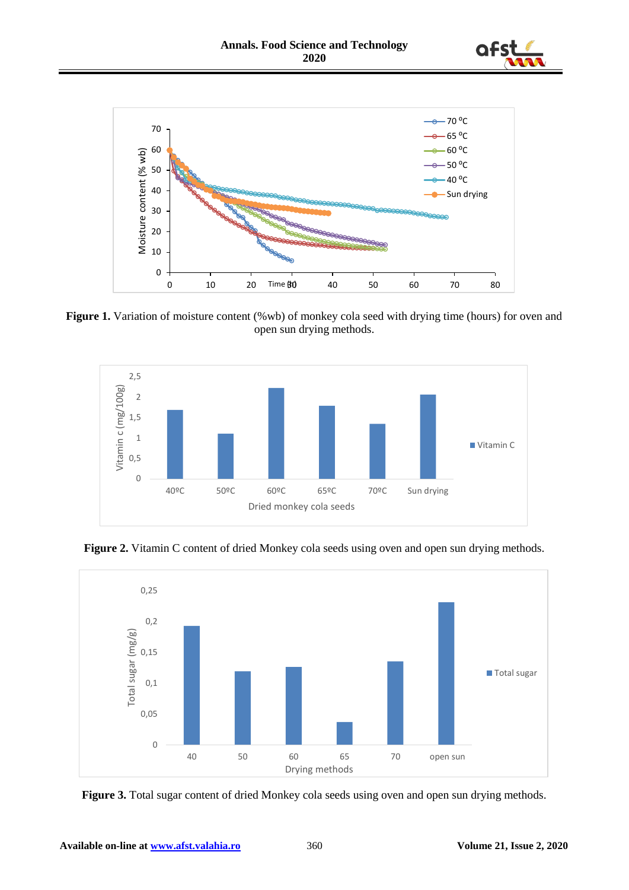**Figure 1.** Variation of moisture content (%wb) of monkey cola seed with drying time (hours) for oven and open sun drying methods.

**Figure 2.** Vitamin C content of dried Monkey cola seeds using oven and open sun drying methods.

**Figure 3.** Total sugar content of dried Monkey cola seeds using oven and open sun drying methods.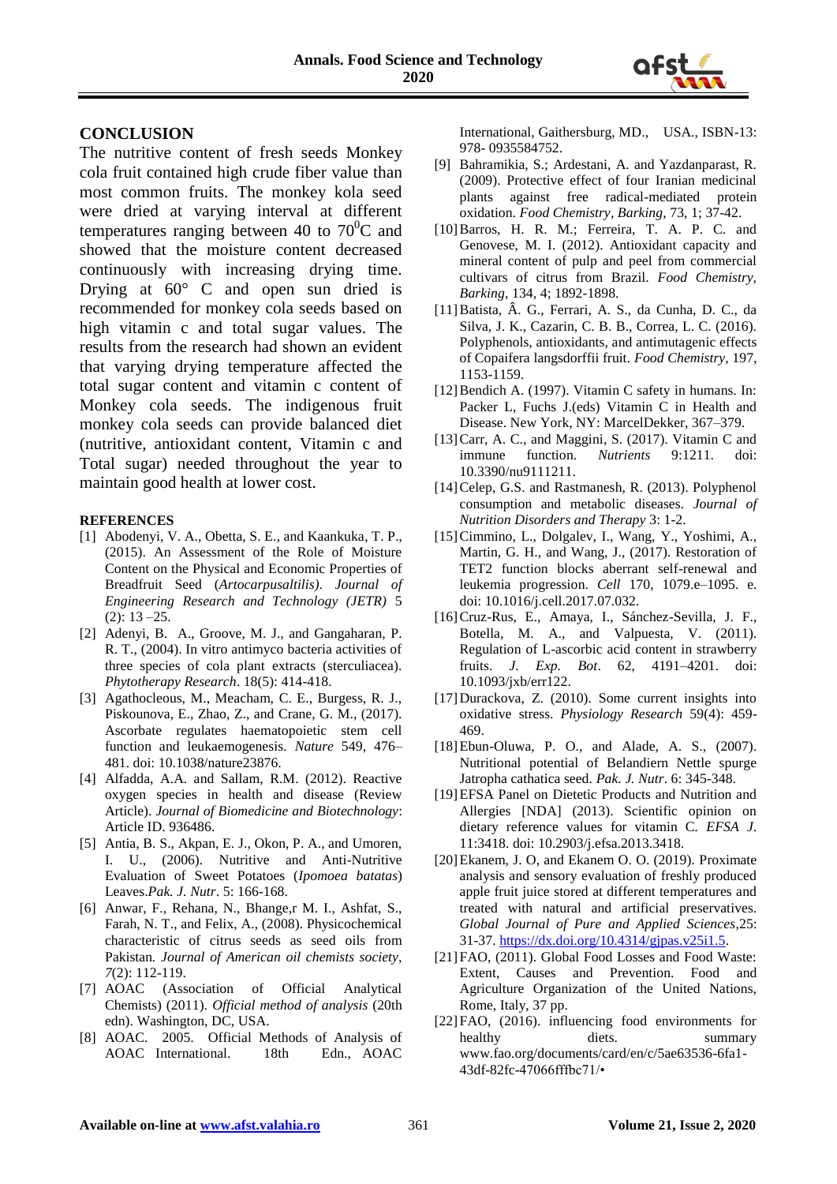## CONCLUSION

The nutritive content of fresh seeds Monkey cola fruit contained high crude fiber value than most common fruits. The monkey kola seed were dried at varying interval at different temperatures ranging between 40 to $70^0$C and showed that the moisture content decreased continuously with increasing drying time. Drying at 60° C and open sun dried is recommended for monkey cola seeds based on high vitamin c and total sugar values. The results from the research had shown an evident that varying drying temperature affected the total sugar content and vitamin c content of Monkey cola seeds. The indigenous fruit monkey cola seeds can provide balanced diet (nutritive, antioxidant content, Vitamin c and Total sugar) needed throughout the year to maintain good health at lower cost.

### REFERENCES

[1] Abodenyi, V. A., Obetta, S. E., and Kaankuka, T. P., (2015). An Assessment of the Role of Moisture Content on the Physical and Economic Properties of Breadfruit Seed (*Artocarpusaltilis)*. *Journal of Engineering Research and Technology (JETR)* 5 (2): 13 –25.

[2] Adenyi, B. A., Groove, M. J., and Gangaharan, P. R. T., (2004). In vitro antimyco bacteria activities of three species of cola plant extracts (sterculiacea). *Phytotherapy Research*. 18(5): 414-418.

[3] Agathocleous, M., Meacham, C. E., Burgess, R. J., Piskounova, E., Zhao, Z., and Crane, G. M., (2017). Ascorbate regulates haematopoietic stem cell function and leukaemogenesis. *Nature* 549, 476–481. doi: 10.1038/nature23876.

[4] Alfadda, A.A. and Sallam, R.M. (2012). Reactive oxygen species in health and disease (Review Article). *Journal of Biomedicine and Biotechnology*: Article ID. 936486.

[5] Antia, B. S., Akpan, E. J., Okon, P. A., and Umoren, I. U., (2006). Nutritive and Anti-Nutritive Evaluation of Sweet Potatoes (*Ipomoea batatas*) Leaves.*Pak. J. Nutr*. 5: 166-168.

[6] Anwar, F., Rehana, N., Bhange,r M. I., Ashfat, S., Farah, N. T., and Felix, A., (2008). Physicochemical characteristic of citrus seeds as seed oils from Pakistan. *Journal of American oil chemists society, 7*(2): 112-119.

[7] AOAC (Association of Official Analytical Chemists) (2011). *Official method of analysis* (20th edn). Washington, DC, USA.

[8] AOAC. 2005. Official Methods of Analysis of AOAC International. 18th Edn., AOAC International, Gaithersburg, MD., USA., ISBN-13: 978- 0935584752.

[9] Bahramikia, S.; Ardestani, A. and Yazdanparast, R. (2009). Protective effect of four Iranian medicinal plants against free radical-mediated protein oxidation. *Food Chemistry, Barking*, 73, 1; 37-42.

[10] Barros, H. R. M.; Ferreira, T. A. P. C. and Genovese, M. I. (2012). Antioxidant capacity and mineral content of pulp and peel from commercial cultivars of citrus from Brazil. *Food Chemistry, Barking*, 134, 4; 1892-1898.

[11] Batista, Â. G., Ferrari, A. S., da Cunha, D. C., da Silva, J. K., Cazarin, C. B. B., Correa, L. C. (2016). Polyphenols, antioxidants, and antimutagenic effects of Copaifera langsdorffii fruit. *Food Chemistry*, 197, 1153-1159.

[12] Bendich A. (1997). Vitamin C safety in humans. In: Packer L, Fuchs J.(eds) Vitamin C in Health and Disease. New York, NY: MarcelDekker, 367–379.

[13] Carr, A. C., and Maggini, S. (2017). Vitamin C and immune function. *Nutrients* 9:1211. doi: 10.3390/nu9111211.

[14] Celep, G.S. and Rastmanesh, R. (2013). Polyphenol consumption and metabolic diseases. *Journal of Nutrition Disorders and Therapy* 3: 1-2.

[15] Cimmino, L., Dolgalev, I., Wang, Y., Yoshimi, A., Martin, G. H., and Wang, J., (2017). Restoration of TET2 function blocks aberrant self-renewal and leukemia progression. *Cell* 170, 1079.e–1095. e. doi: 10.1016/j.cell.2017.07.032.

[16] Cruz-Rus, E., Amaya, I., Sánchez-Sevilla, J. F., Botella, M. A., and Valpuesta, V. (2011). Regulation of L-ascorbic acid content in strawberry fruits. *J. Exp. Bot*. 62, 4191–4201. doi: 10.1093/jxb/err122.

[17] Durackova, Z. (2010). Some current insights into oxidative stress. *Physiology Research* 59(4): 459-469.

[18] Ebun-Oluwa, P. O., and Alade, A. S., (2007). Nutritional potential of Belandiern Nettle spurge Jatropha cathatica seed. *Pak. J. Nutr*. 6: 345-348.

[19] EFSA Panel on Dietetic Products and Nutrition and Allergies [NDA] (2013). Scientific opinion on dietary reference values for vitamin C. *EFSA J*. 11:3418. doi: 10.2903/j.efsa.2013.3418.

[20] Ekanem, J. O, and Ekanem O. O. (2019). Proximate analysis and sensory evaluation of freshly produced apple fruit juice stored at different temperatures and treated with natural and artificial preservatives. *Global Journal of Pure and Applied Sciences*,25: 31-37. https://dx.doi.org/10.4314/gjpas.v25i1.5.

[21] FAO, (2011). Global Food Losses and Food Waste: Extent, Causes and Prevention. Food and Agriculture Organization of the United Nations, Rome, Italy, 37 pp.

[22] FAO, (2016). influencing food environments for healthy diets. summary www.fao.org/documents/card/en/c/5ae63536-6fa1-43df-82fc-47066fffbc71/•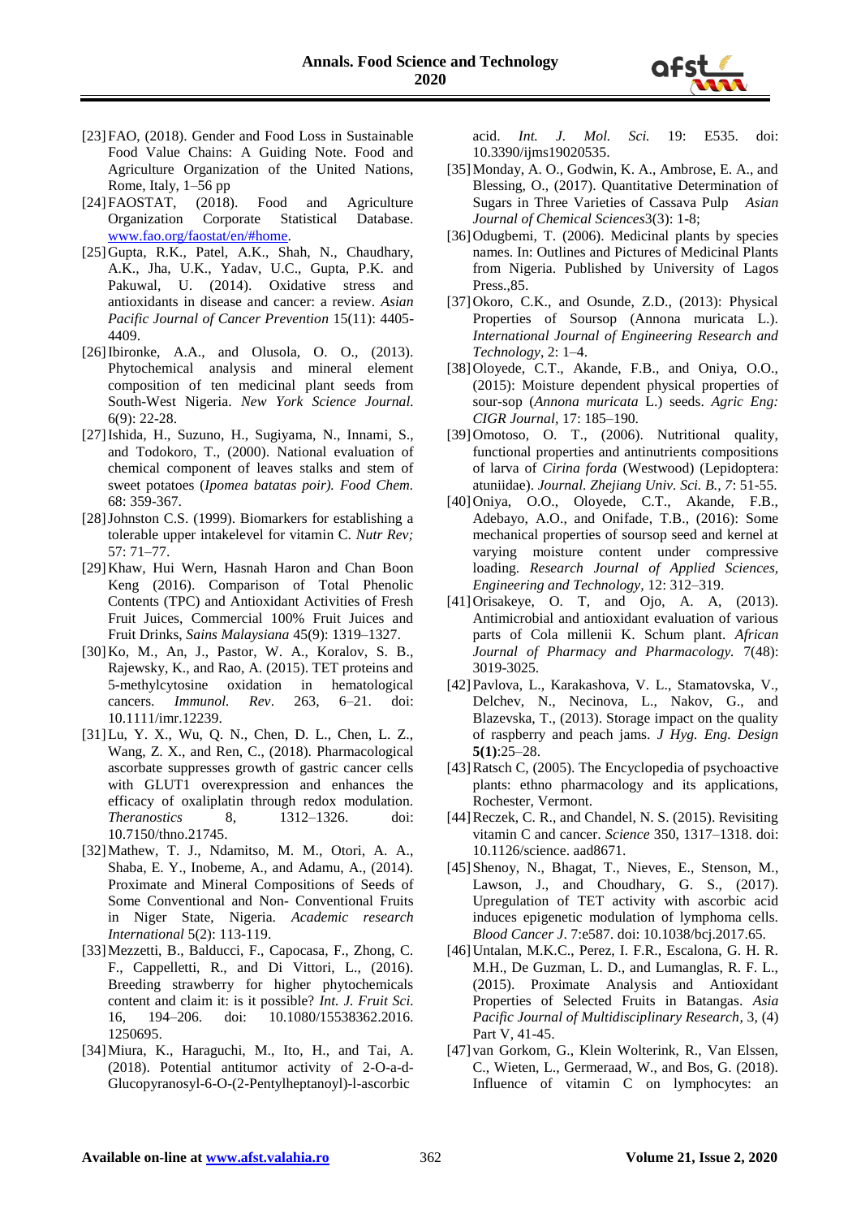[23] FAO, (2018). Gender and Food Loss in Sustainable Food Value Chains: A Guiding Note. Food and Agriculture Organization of the United Nations, Rome, Italy, 1–56 pp

[24] FAOSTAT, (2018). Food and Agriculture Organization Corporate Statistical Database. www.fao.org/faostat/en/#home.

[25] Gupta, R.K., Patel, A.K., Shah, N., Chaudhary, A.K., Jha, U.K., Yadav, U.C., Gupta, P.K. and Pakuwal, U. (2014). Oxidative stress and antioxidants in disease and cancer: a review. *Asian Pacific Journal of Cancer Prevention* 15(11): 4405-4409.

[26] Ibironke, A.A., and Olusola, O. O., (2013). Phytochemical analysis and mineral element composition of ten medicinal plant seeds from South-West Nigeria. *New York Science Journal.* 6(9): 22-28.

[27] Ishida, H., Suzuno, H., Sugiyama, N., Innami, S., and Todokoro, T., (2000). National evaluation of chemical component of leaves stalks and stem of sweet potatoes (*Ipomea batatas poir). Food Chem.* 68: 359-367.

[28] Johnston C.S. (1999). Biomarkers for establishing a tolerable upper intakelevel for vitamin C. *Nutr Rev;* 57: 71–77.

[29] Khaw, Hui Wern, Hasnah Haron and Chan Boon Keng (2016). Comparison of Total Phenolic Contents (TPC) and Antioxidant Activities of Fresh Fruit Juices, Commercial 100% Fruit Juices and Fruit Drinks, *Sains Malaysiana* 45(9): 1319–1327.

[30] Ko, M., An, J., Pastor, W. A., Koralov, S. B., Rajewsky, K., and Rao, A. (2015). TET proteins and 5-methylcytosine oxidation in hematological cancers. *Immunol. Rev*. 263, 6–21. doi: 10.1111/imr.12239.

[31] Lu, Y. X., Wu, Q. N., Chen, D. L., Chen, L. Z., Wang, Z. X., and Ren, C., (2018). Pharmacological ascorbate suppresses growth of gastric cancer cells with GLUT1 overexpression and enhances the efficacy of oxaliplatin through redox modulation. *Theranostics* 8, 1312–1326. doi: 10.7150/thno.21745.

[32] Mathew, T. J., Ndamitso, M. M., Otori, A. A., Shaba, E. Y., Inobeme, A., and Adamu, A., (2014). Proximate and Mineral Compositions of Seeds of Some Conventional and Non- Conventional Fruits in Niger State, Nigeria. *Academic research International* 5(2): 113-119.

[33] Mezzetti, B., Balducci, F., Capocasa, F., Zhong, C. F., Cappelletti, R., and Di Vittori, L., (2016). Breeding strawberry for higher phytochemicals content and claim it: is it possible? *Int. J. Fruit Sci.* 16, 194–206. doi: 10.1080/15538362.2016.1250695.

[34] Miura, K., Haraguchi, M., Ito, H., and Tai, A. (2018). Potential antitumor activity of 2-O-a-d-Glucopyranosyl-6-O-(2-Pentylheptanoyl)-l-ascorbic acid. *Int. J. Mol. Sci.* 19: E535. doi: 10.3390/ijms19020535.

[35] Monday, A. O., Godwin, K. A., Ambrose, E. A., and Blessing, O., (2017). Quantitative Determination of Sugars in Three Varieties of Cassava Pulp *Asian Journal of Chemical Sciences*3(3): 1-8;

[36] Odugbemi, T. (2006). Medicinal plants by species names. In: Outlines and Pictures of Medicinal Plants from Nigeria. Published by University of Lagos Press.,85.

[37] Okoro, C.K., and Osunde, Z.D., (2013): Physical Properties of Soursop (Annona muricata L.). *International Journal of Engineering Research and Technology*, 2: 1–4.

[38] Oloyede, C.T., Akande, F.B., and Oniya, O.O., (2015): Moisture dependent physical properties of sour-sop (*Annona muricata* L.) seeds. *Agric Eng: CIGR Journal*, 17: 185–190.

[39] Omotoso, O. T., (2006). Nutritional quality, functional properties and antinutrients compositions of larva of *Cirina forda* (Westwood) (Lepidoptera: atuniidae). *Journal. Zhejiang Univ. Sci. B., 7*: 51-55.

[40] Oniya, O.O., Oloyede, C.T., Akande, F.B., Adebayo, A.O., and Onifade, T.B., (2016): Some mechanical properties of soursop seed and kernel at varying moisture content under compressive loading. *Research Journal of Applied Sciences, Engineering and Technology*, 12: 312–319.

[41] Orisakeye, O. T, and Ojo, A. A, (2013). Antimicrobial and antioxidant evaluation of various parts of Cola millenii K. Schum plant. *African Journal of Pharmacy and Pharmacology.* 7(48): 3019-3025.

[42] Pavlova, L., Karakashova, V. L., Stamatovska, V., Delchev, N., Necinova, L., Nakov, G., and Blazevska, T., (2013). Storage impact on the quality of raspberry and peach jams. *J Hyg. Eng. Design* **5(1)**:25–28.

[43] Ratsch C, (2005). The Encyclopedia of psychoactive plants: ethno pharmacology and its applications, Rochester, Vermont.

[44] Reczek, C. R., and Chandel, N. S. (2015). Revisiting vitamin C and cancer. *Science* 350, 1317–1318. doi: 10.1126/science. aad8671.

[45] Shenoy, N., Bhagat, T., Nieves, E., Stenson, M., Lawson, J., and Choudhary, G. S., (2017). Upregulation of TET activity with ascorbic acid induces epigenetic modulation of lymphoma cells. *Blood Cancer J*. 7:e587. doi: 10.1038/bcj.2017.65.

[46] Untalan, M.K.C., Perez, I. F.R., Escalona, G. H. R. M.H., De Guzman, L. D., and Lumanglas, R. F. L., (2015). Proximate Analysis and Antioxidant Properties of Selected Fruits in Batangas. *Asia Pacific Journal of Multidisciplinary Research*, 3, (4) Part V, 41-45.

[47] van Gorkom, G., Klein Wolterink, R., Van Elssen, C., Wieten, L., Germeraad, W., and Bos, G. (2018). Influence of vitamin C on lymphocytes: an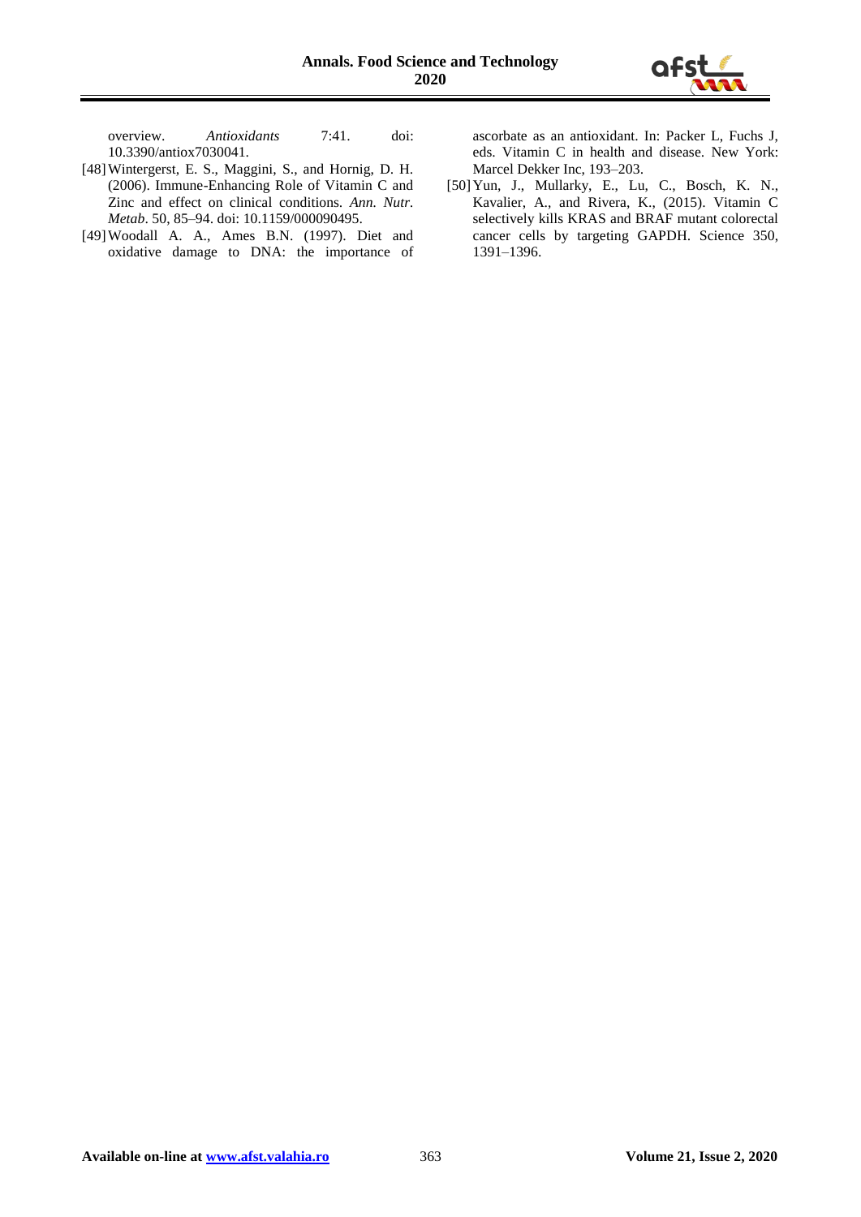overview. *Antioxidants* 7:41. doi: 10.3390/antiox7030041.

[48] Wintergerst, E. S., Maggini, S., and Hornig, D. H. (2006). Immune-Enhancing Role of Vitamin C and Zinc and effect on clinical conditions. *Ann. Nutr. Metab*. 50, 85–94. doi: 10.1159/000090495.

[49] Woodall A. A., Ames B.N. (1997). Diet and oxidative damage to DNA: the importance of ascorbate as an antioxidant. In: Packer L, Fuchs J, eds. Vitamin C in health and disease. New York: Marcel Dekker Inc, 193–203.

[50] Yun, J., Mullarky, E., Lu, C., Bosch, K. N., Kavalier, A., and Rivera, K., (2015). Vitamin C selectively kills KRAS and BRAF mutant colorectal cancer cells by targeting GAPDH. Science 350, 1391–1396.